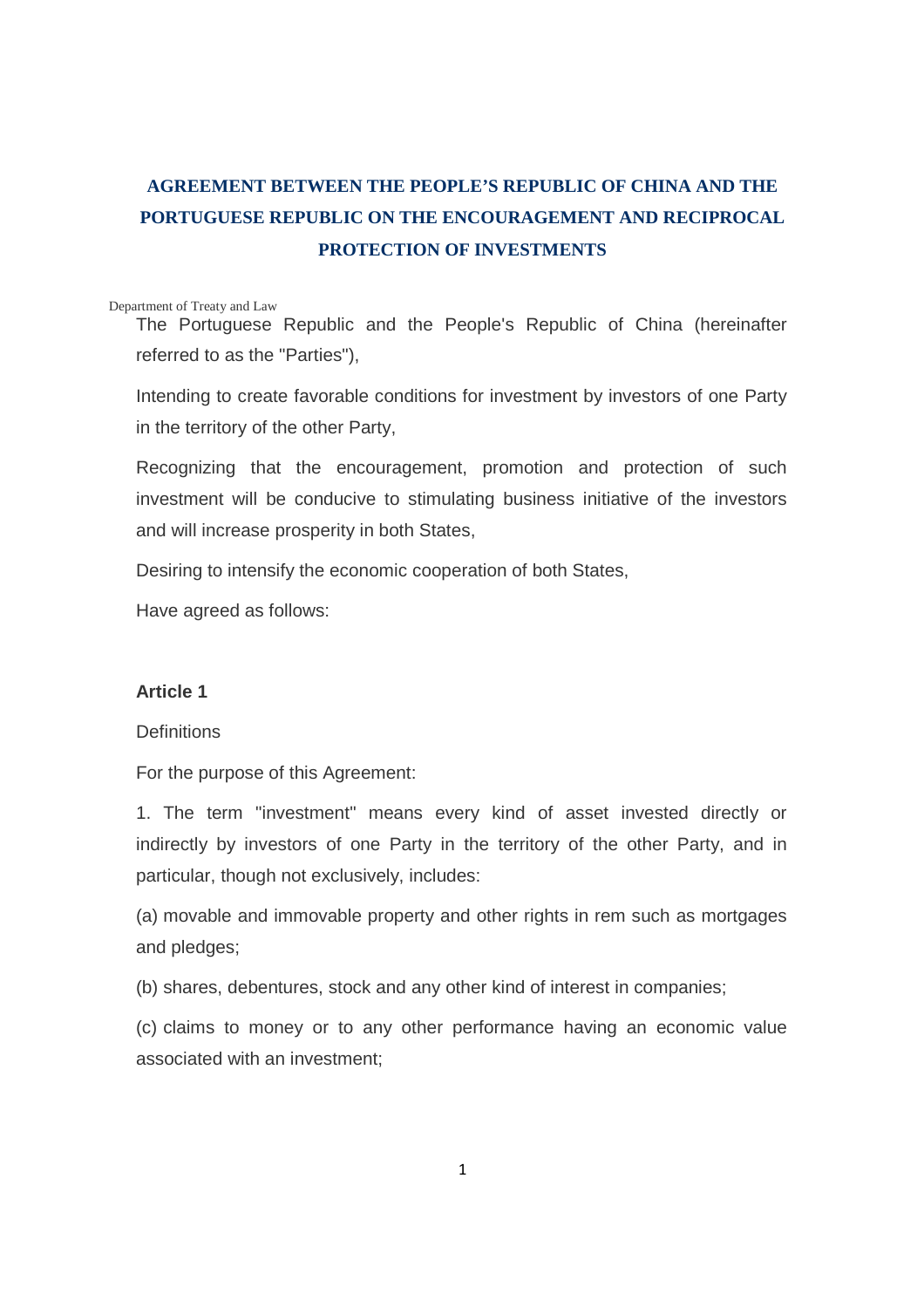# AGREEMENT BETWEEN THE PEOPLE'S REPUBLIC OF CHINA AND THE PORTUGUESE REPUBLIC ON THE ENCOURAGEMENT AND RECIPROCAL PROTECTION OF INVESTMENTS

Department of Treaty and Law

The Portuguese Republic and the People's Republic of China (hereinafter referred to as the "Parties"),

Intending to create favorable conditions for investment by investors of one Party in the territory of the other Party,

Recognizing that the encouragement, promotion and protection of such investment will be conducive to stimulating business initiative of the investors and will increase prosperity in both States,

Desiring to intensify the economic cooperation of both States,

Have agreed as follows:

## Article 1

Definitions

For the purpose of this Agreement:

1. The term "investment" means every kind of asset invested directly or indirectly by investors of one Party in the territory of the other Party, and in particular, though not exclusively, includes:

(a) movable and immovable property and other rights in rem such as mortgages and pledges;

(b) shares, debentures, stock and any other kind of interest in companies;

(c) claims to money or to any other performance having an economic value associated with an investment;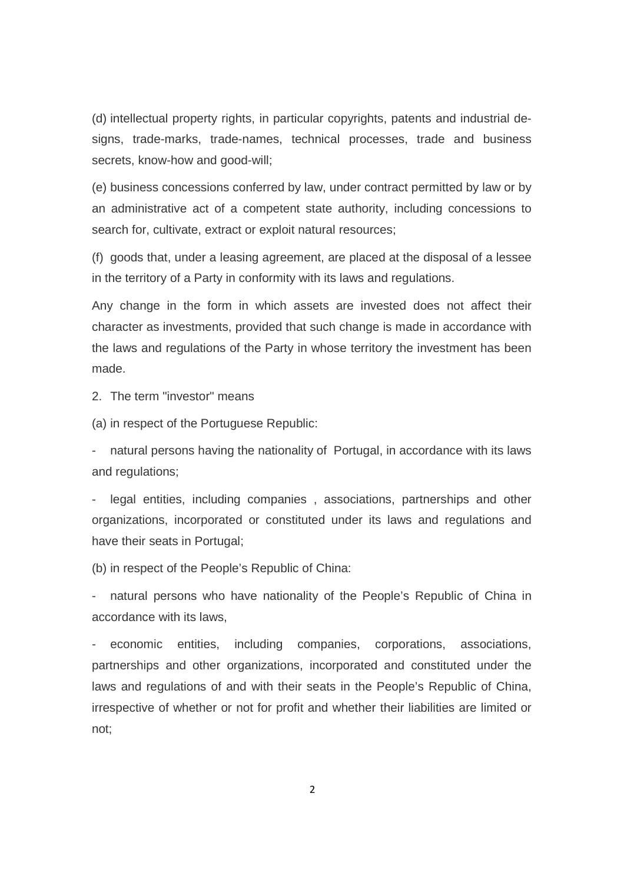(d) intellectual property rights, in particular copyrights, patents and industrial designs, trade-marks, trade-names, technical processes, trade and business secrets, know-how and good-will;

(e) business concessions conferred by law, under contract permitted by law or by an administrative act of a competent state authority, including concessions to search for, cultivate, extract or exploit natural resources;

(f) goods that, under a leasing agreement, are placed at the disposal of a lessee in the territory of a Party in conformity with its laws and regulations.

Any change in the form in which assets are invested does not affect their character as investments, provided that such change is made in accordance with the laws and regulations of the Party in whose territory the investment has been made.

2. The term "investor" means

(a) in respect of the Portuguese Republic:

- natural persons having the nationality of Portugal, in accordance with its laws and regulations;
- legal entities, including companies , associations, partnerships and other organizations, incorporated or constituted under its laws and regulations and have their seats in Portugal;

(b) in respect of the People's Republic of China:

- natural persons who have nationality of the People's Republic of China in accordance with its laws,
- economic entities, including companies, corporations, associations, partnerships and other organizations, incorporated and constituted under the laws and regulations of and with their seats in the People's Republic of China, irrespective of whether or not for profit and whether their liabilities are limited or not;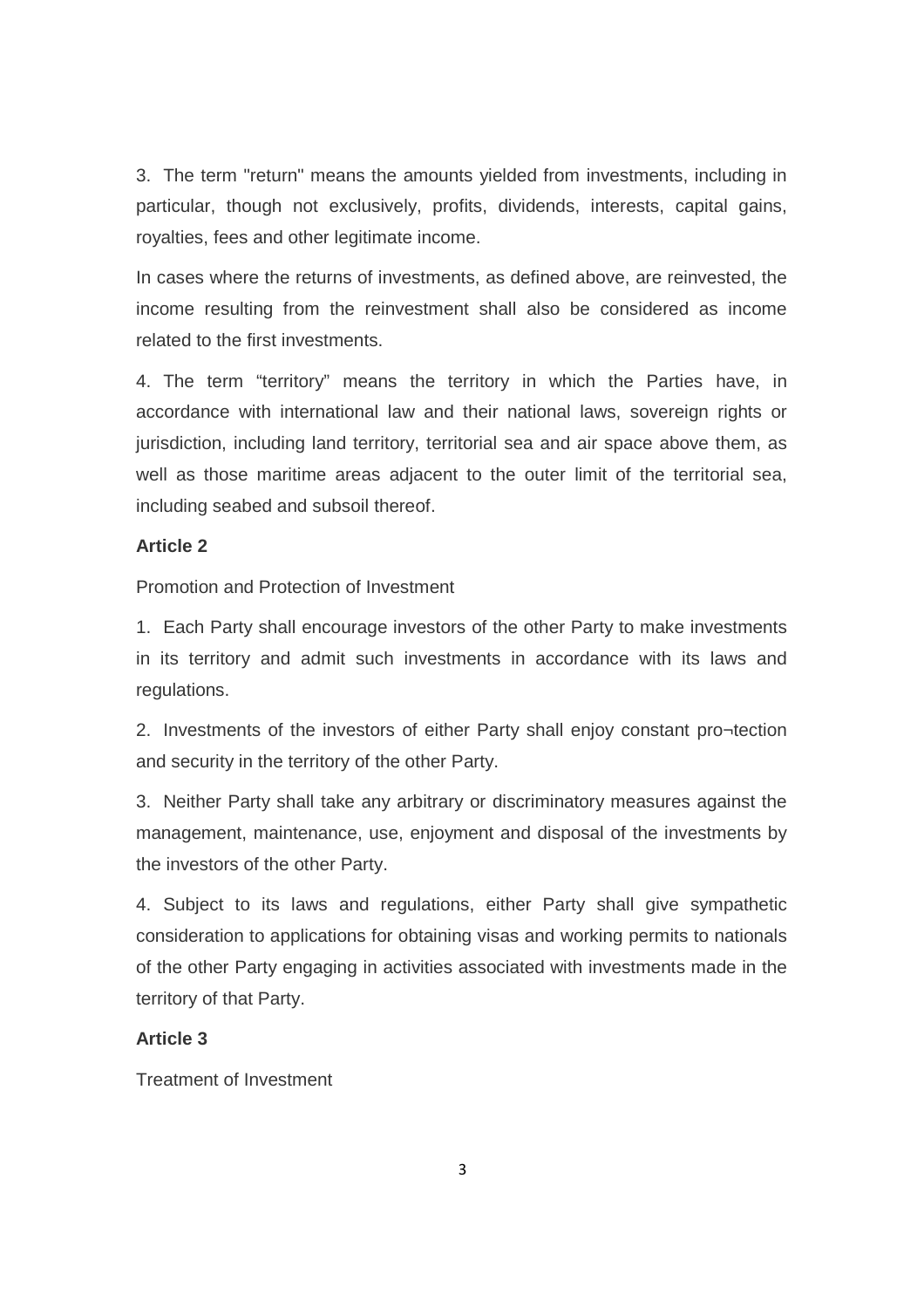3. The term "return" means the amounts yielded from investments, including in particular, though not exclusively, profits, dividends, interests, capital gains, royalties, fees and other legitimate income.

In cases where the returns of investments, as defined above, are reinvested, the income resulting from the reinvestment shall also be considered as income related to the first investments.

4. The term “territory” means the territory in which the Parties have, in accordance with international law and their national laws, sovereign rights or jurisdiction, including land territory, territorial sea and air space above them, as well as those maritime areas adjacent to the outer limit of the territorial sea, including seabed and subsoil thereof.

**Article 2**

Promotion and Protection of Investment

1. Each Party shall encourage investors of the other Party to make investments in its territory and admit such investments in accordance with its laws and regulations.

2. Investments of the investors of either Party shall enjoy constant pro¬tection and security in the territory of the other Party.

3. Neither Party shall take any arbitrary or discriminatory measures against the management, maintenance, use, enjoyment and disposal of the investments by the investors of the other Party.

4. Subject to its laws and regulations, either Party shall give sympathetic consideration to applications for obtaining visas and working permits to nationals of the other Party engaging in activities associated with investments made in the territory of that Party.

**Article 3**

Treatment of Investment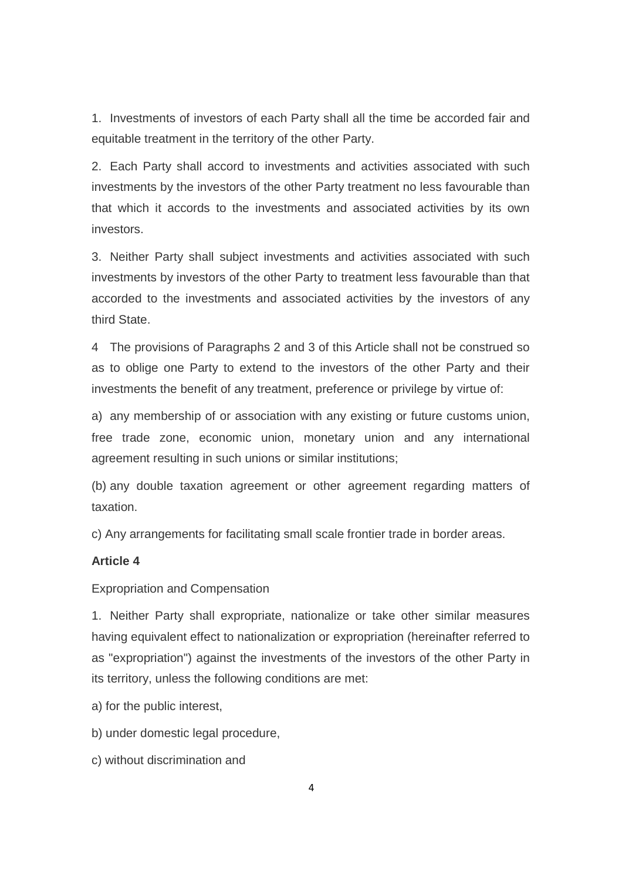1. Investments of investors of each Party shall all the time be accorded fair and equitable treatment in the territory of the other Party.

2. Each Party shall accord to investments and activities associated with such investments by the investors of the other Party treatment no less favourable than that which it accords to the investments and associated activities by its own investors.

3. Neither Party shall subject investments and activities associated with such investments by investors of the other Party to treatment less favourable than that accorded to the investments and associated activities by the investors of any third State.

4 The provisions of Paragraphs 2 and 3 of this Article shall not be construed so as to oblige one Party to extend to the investors of the other Party and their investments the benefit of any treatment, preference or privilege by virtue of:

a) any membership of or association with any existing or future customs union, free trade zone, economic union, monetary union and any international agreement resulting in such unions or similar institutions;

(b) any double taxation agreement or other agreement regarding matters of taxation.

c) Any arrangements for facilitating small scale frontier trade in border areas.

**Article 4**

Expropriation and Compensation

1. Neither Party shall expropriate, nationalize or take other similar measures having equivalent effect to nationalization or expropriation (hereinafter referred to as "expropriation") against the investments of the investors of the other Party in its territory, unless the following conditions are met:

a) for the public interest,

b) under domestic legal procedure,

c) without discrimination and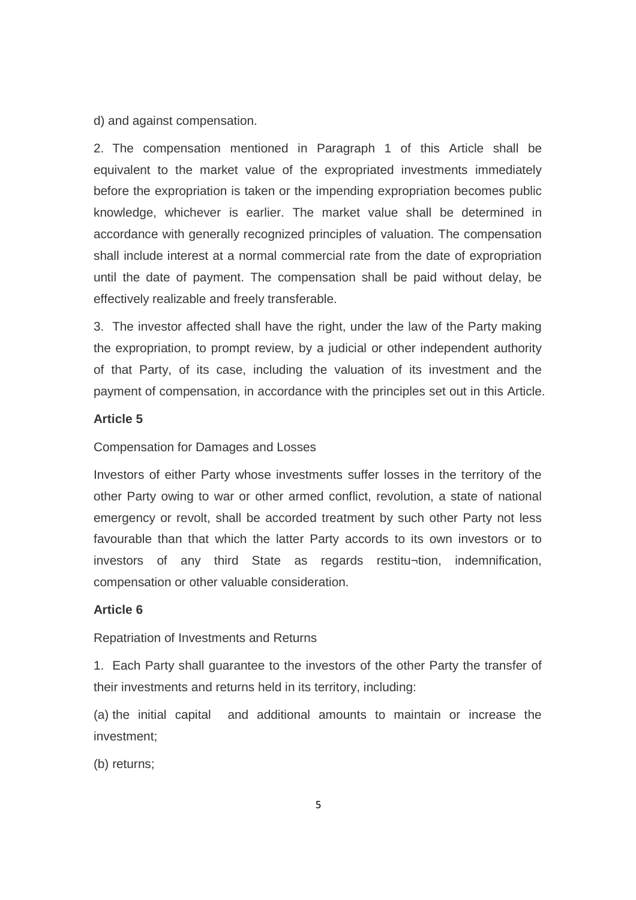d) and against compensation.

2. The compensation mentioned in Paragraph 1 of this Article shall be equivalent to the market value of the expropriated investments immediately before the expropriation is taken or the impending expropriation becomes public knowledge, whichever is earlier. The market value shall be determined in accordance with generally recognized principles of valuation. The compensation shall include interest at a normal commercial rate from the date of expropriation until the date of payment. The compensation shall be paid without delay, be effectively realizable and freely transferable.

3. The investor affected shall have the right, under the law of the Party making the expropriation, to prompt review, by a judicial or other independent authority of that Party, of its case, including the valuation of its investment and the payment of compensation, in accordance with the principles set out in this Article.

**Article 5**

Compensation for Damages and Losses

Investors of either Party whose investments suffer losses in the territory of the other Party owing to war or other armed conflict, revolution, a state of national emergency or revolt, shall be accorded treatment by such other Party not less favourable than that which the latter Party accords to its own investors or to investors of any third State as regards restitu¬tion, indemnification, compensation or other valuable consideration.

**Article 6**

Repatriation of Investments and Returns

1. Each Party shall guarantee to the investors of the other Party the transfer of their investments and returns held in its territory, including:

(a) the initial capital and additional amounts to maintain or increase the investment;

(b) returns;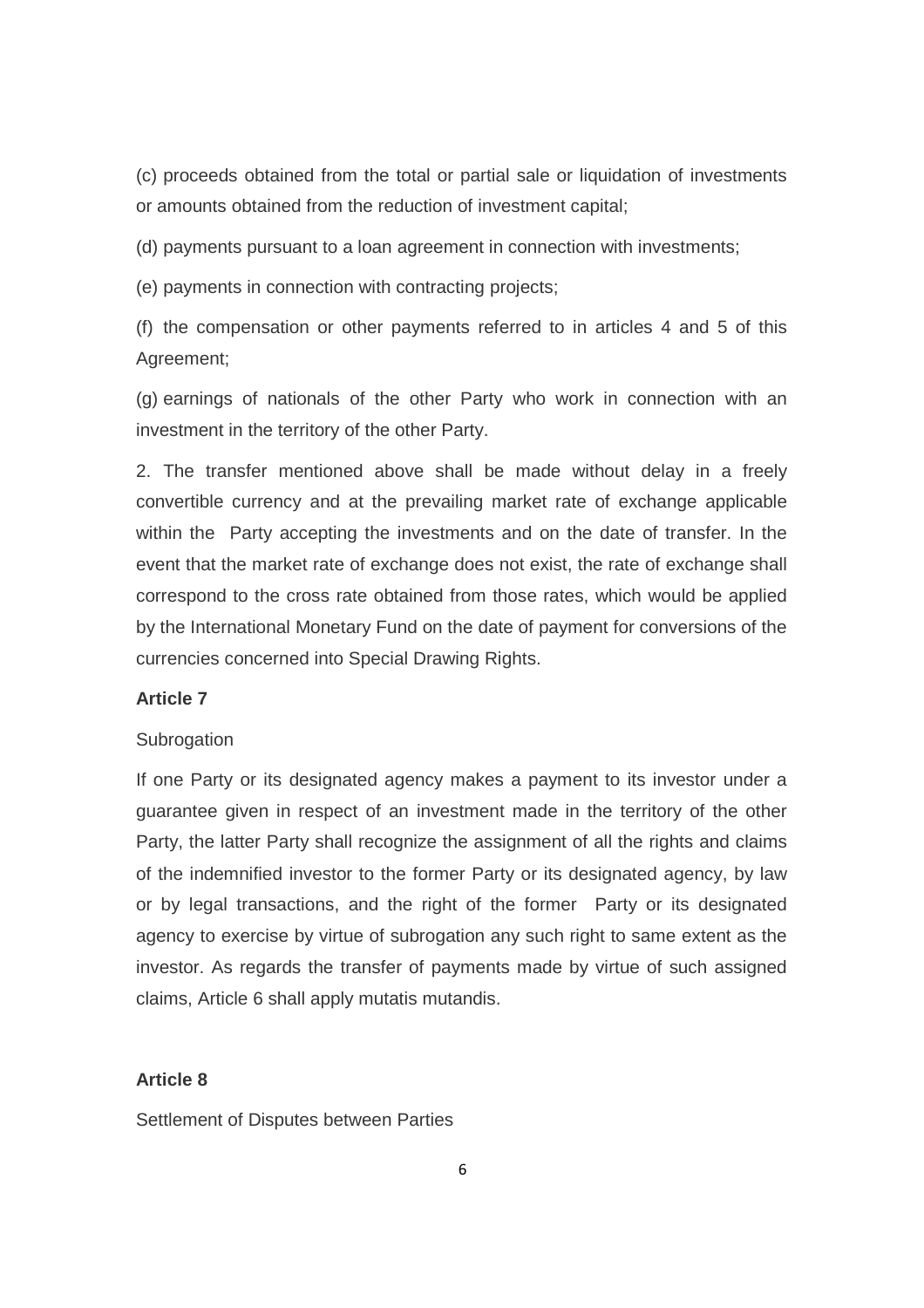(c) proceeds obtained from the total or partial sale or liquidation of investments or amounts obtained from the reduction of investment capital;

(d) payments pursuant to a loan agreement in connection with investments;

(e) payments in connection with contracting projects;

(f) the compensation or other payments referred to in articles 4 and 5 of this Agreement;

(g) earnings of nationals of the other Party who work in connection with an investment in the territory of the other Party.

2. The transfer mentioned above shall be made without delay in a freely convertible currency and at the prevailing market rate of exchange applicable within the Party accepting the investments and on the date of transfer. In the event that the market rate of exchange does not exist, the rate of exchange shall correspond to the cross rate obtained from those rates, which would be applied by the International Monetary Fund on the date of payment for conversions of the currencies concerned into Special Drawing Rights.

**Article 7**

Subrogation

If one Party or its designated agency makes a payment to its investor under a guarantee given in respect of an investment made in the territory of the other Party, the latter Party shall recognize the assignment of all the rights and claims of the indemnified investor to the former Party or its designated agency, by law or by legal transactions, and the right of the former Party or its designated agency to exercise by virtue of subrogation any such right to same extent as the investor. As regards the transfer of payments made by virtue of such assigned claims, Article 6 shall apply mutatis mutandis.

**Article 8**

Settlement of Disputes between Parties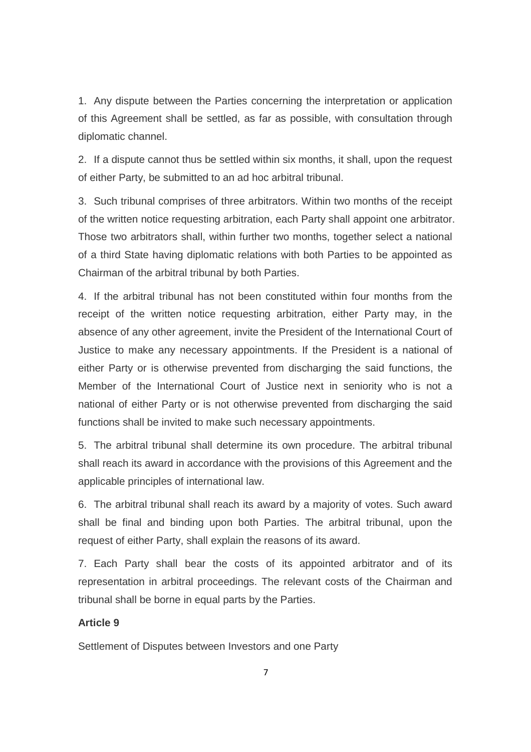1. Any dispute between the Parties concerning the interpretation or application of this Agreement shall be settled, as far as possible, with consultation through diplomatic channel.

2. If a dispute cannot thus be settled within six months, it shall, upon the request of either Party, be submitted to an ad hoc arbitral tribunal.

3. Such tribunal comprises of three arbitrators. Within two months of the receipt of the written notice requesting arbitration, each Party shall appoint one arbitrator. Those two arbitrators shall, within further two months, together select a national of a third State having diplomatic relations with both Parties to be appointed as Chairman of the arbitral tribunal by both Parties.

4. If the arbitral tribunal has not been constituted within four months from the receipt of the written notice requesting arbitration, either Party may, in the absence of any other agreement, invite the President of the International Court of Justice to make any necessary appointments. If the President is a national of either Party or is otherwise prevented from discharging the said functions, the Member of the International Court of Justice next in seniority who is not a national of either Party or is not otherwise prevented from discharging the said functions shall be invited to make such necessary appointments.

5. The arbitral tribunal shall determine its own procedure. The arbitral tribunal shall reach its award in accordance with the provisions of this Agreement and the applicable principles of international law.

6. The arbitral tribunal shall reach its award by a majority of votes. Such award shall be final and binding upon both Parties. The arbitral tribunal, upon the request of either Party, shall explain the reasons of its award.

7. Each Party shall bear the costs of its appointed arbitrator and of its representation in arbitral proceedings. The relevant costs of the Chairman and tribunal shall be borne in equal parts by the Parties.

**Article 9**

Settlement of Disputes between Investors and one Party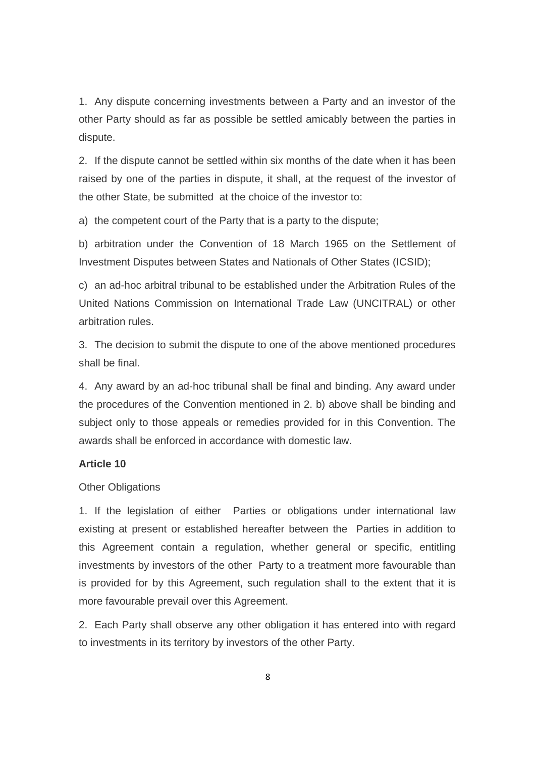1. Any dispute concerning investments between a Party and an investor of the other Party should as far as possible be settled amicably between the parties in dispute.

2. If the dispute cannot be settled within six months of the date when it has been raised by one of the parties in dispute, it shall, at the request of the investor of the other State, be submitted at the choice of the investor to:

a) the competent court of the Party that is a party to the dispute;

b) arbitration under the Convention of 18 March 1965 on the Settlement of Investment Disputes between States and Nationals of Other States (ICSID);

c) an ad-hoc arbitral tribunal to be established under the Arbitration Rules of the United Nations Commission on International Trade Law (UNCITRAL) or other arbitration rules.

3. The decision to submit the dispute to one of the above mentioned procedures shall be final.

4. Any award by an ad-hoc tribunal shall be final and binding. Any award under the procedures of the Convention mentioned in 2. b) above shall be binding and subject only to those appeals or remedies provided for in this Convention. The awards shall be enforced in accordance with domestic law.

**Article 10**

Other Obligations

1. If the legislation of either Parties or obligations under international law existing at present or established hereafter between the Parties in addition to this Agreement contain a regulation, whether general or specific, entitling investments by investors of the other Party to a treatment more favourable than is provided for by this Agreement, such regulation shall to the extent that it is more favourable prevail over this Agreement.

2. Each Party shall observe any other obligation it has entered into with regard to investments in its territory by investors of the other Party.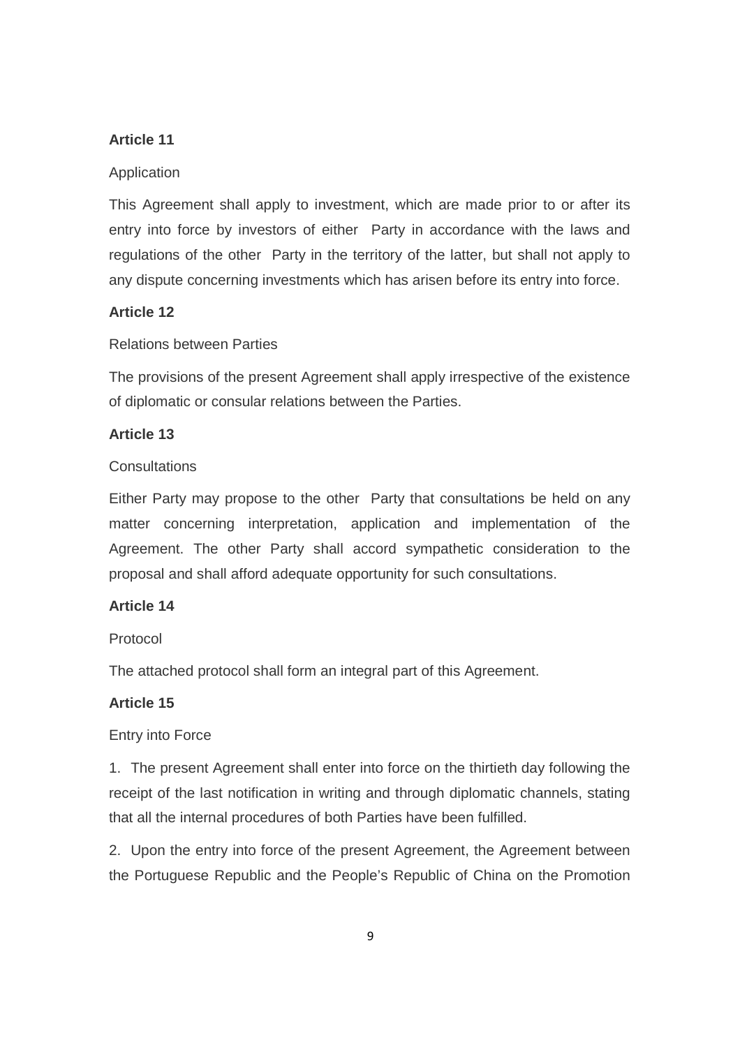**Article 11**

Application

This Agreement shall apply to investment, which are made prior to or after its entry into force by investors of either Party in accordance with the laws and regulations of the other Party in the territory of the latter, but shall not apply to any dispute concerning investments which has arisen before its entry into force.

**Article 12**

Relations between Parties

The provisions of the present Agreement shall apply irrespective of the existence of diplomatic or consular relations between the Parties.

**Article 13**

Consultations

Either Party may propose to the other Party that consultations be held on any matter concerning interpretation, application and implementation of the Agreement. The other Party shall accord sympathetic consideration to the proposal and shall afford adequate opportunity for such consultations.

**Article 14**

Protocol

The attached protocol shall form an integral part of this Agreement.

**Article 15**

Entry into Force

1. The present Agreement shall enter into force on the thirtieth day following the receipt of the last notification in writing and through diplomatic channels, stating that all the internal procedures of both Parties have been fulfilled.

2. Upon the entry into force of the present Agreement, the Agreement between the Portuguese Republic and the People's Republic of China on the Promotion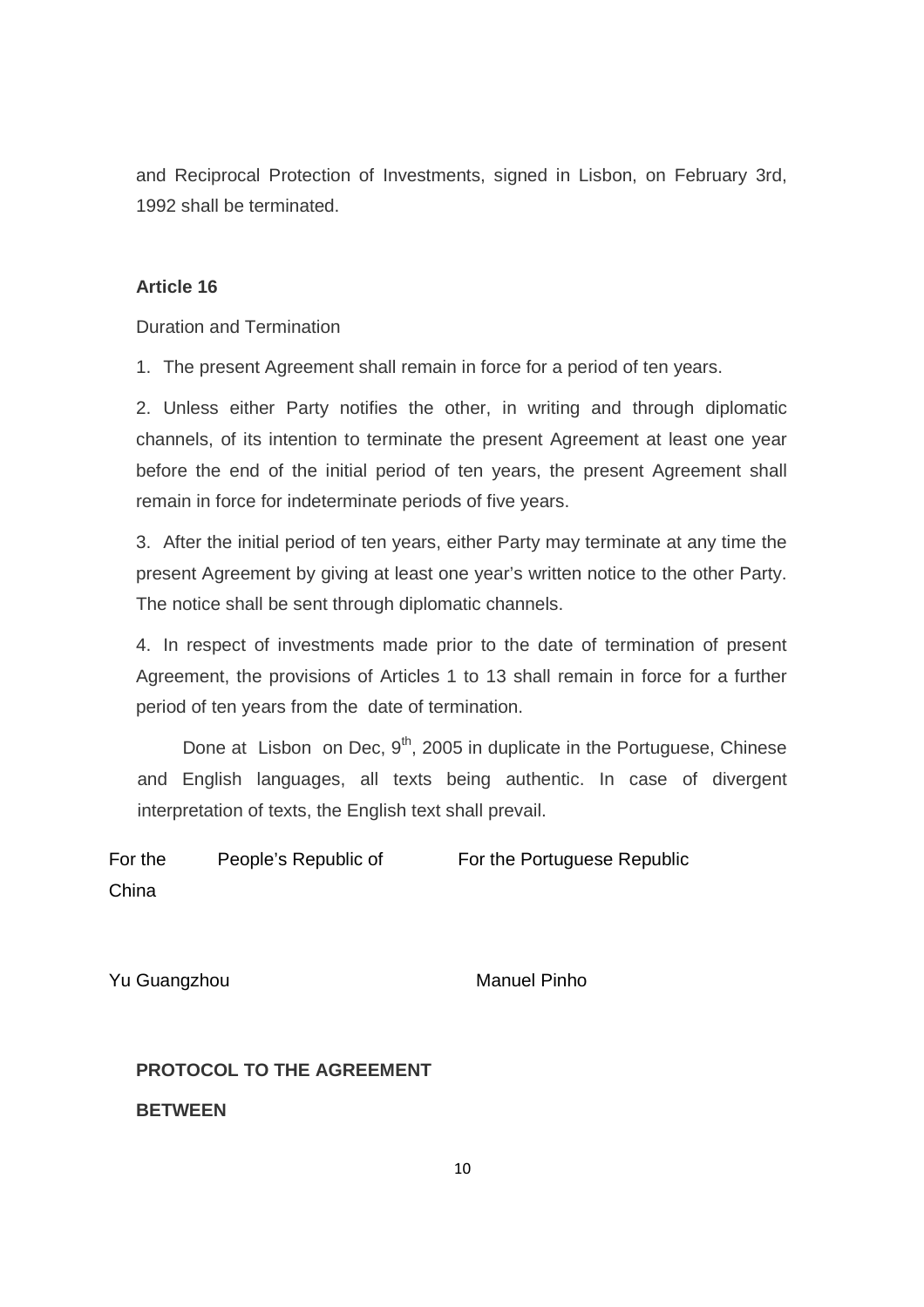and Reciprocal Protection of Investments, signed in Lisbon, on February 3rd, 1992 shall be terminated.

**Article 16**

Duration and Termination

1. The present Agreement shall remain in force for a period of ten years.

2. Unless either Party notifies the other, in writing and through diplomatic channels, of its intention to terminate the present Agreement at least one year before the end of the initial period of ten years, the present Agreement shall remain in force for indeterminate periods of five years.

3. After the initial period of ten years, either Party may terminate at any time the present Agreement by giving at least one year's written notice to the other Party. The notice shall be sent through diplomatic channels.

4. In respect of investments made prior to the date of termination of present Agreement, the provisions of Articles 1 to 13 shall remain in force for a further period of ten years from the date of termination.

Done at Lisbon on Dec, 9th, 2005 in duplicate in the Portuguese, Chinese and English languages, all texts being authentic. In case of divergent interpretation of texts, the English text shall prevail.

| For the People's Republic of China | For the Portuguese Republic |
|---|---|
| Yu Guangzhou | Manuel Pinho |

**PROTOCOL TO THE AGREEMENT**

**BETWEEN**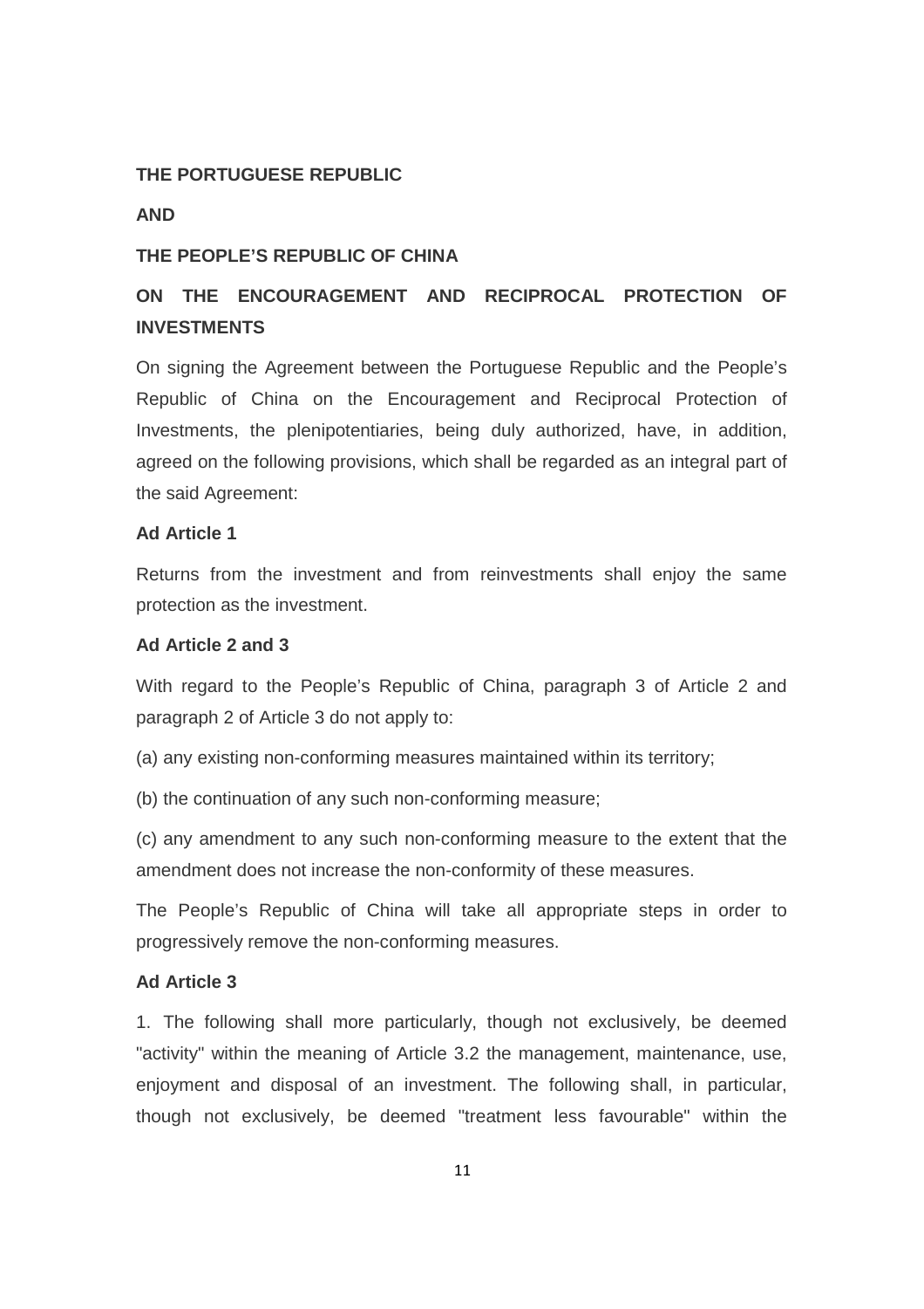**THE PORTUGUESE REPUBLIC**

**AND**

**THE PEOPLE'S REPUBLIC OF CHINA**

**ON THE ENCOURAGEMENT AND RECIPROCAL PROTECTION OF INVESTMENTS**

On signing the Agreement between the Portuguese Republic and the People's Republic of China on the Encouragement and Reciprocal Protection of Investments, the plenipotentiaries, being duly authorized, have, in addition, agreed on the following provisions, which shall be regarded as an integral part of the said Agreement:

**Ad Article 1**

Returns from the investment and from reinvestments shall enjoy the same protection as the investment.

**Ad Article 2 and 3**

With regard to the People's Republic of China, paragraph 3 of Article 2 and paragraph 2 of Article 3 do not apply to:

(a) any existing non-conforming measures maintained within its territory;

(b) the continuation of any such non-conforming measure;

(c) any amendment to any such non-conforming measure to the extent that the amendment does not increase the non-conformity of these measures.

The People's Republic of China will take all appropriate steps in order to progressively remove the non-conforming measures.

**Ad Article 3**

1. The following shall more particularly, though not exclusively, be deemed "activity" within the meaning of Article 3.2 the management, maintenance, use, enjoyment and disposal of an investment. The following shall, in particular, though not exclusively, be deemed "treatment less favourable" within the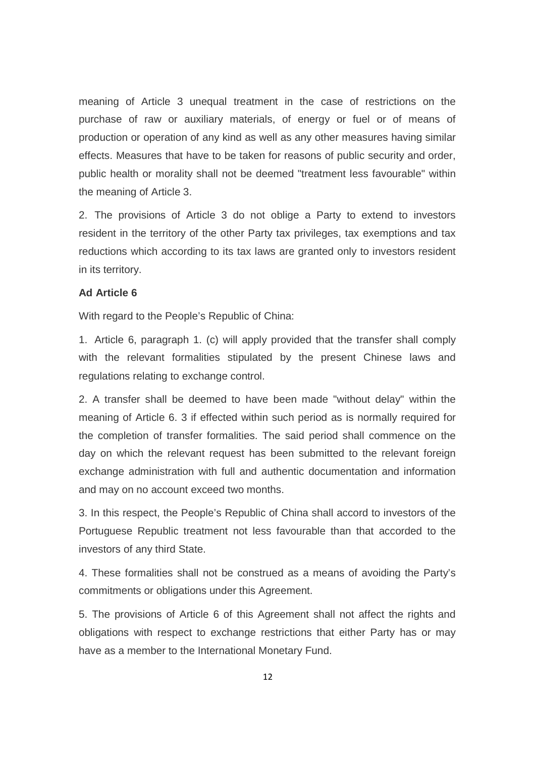meaning of Article 3 unequal treatment in the case of restrictions on the purchase of raw or auxiliary materials, of energy or fuel or of means of production or operation of any kind as well as any other measures having similar effects. Measures that have to be taken for reasons of public security and order, public health or morality shall not be deemed "treatment less favourable" within the meaning of Article 3.

2. The provisions of Article 3 do not oblige a Party to extend to investors resident in the territory of the other Party tax privileges, tax exemptions and tax reductions which according to its tax laws are granted only to investors resident in its territory.

**Ad Article 6**

With regard to the People's Republic of China:

1. Article 6, paragraph 1. (c) will apply provided that the transfer shall comply with the relevant formalities stipulated by the present Chinese laws and regulations relating to exchange control.

2. A transfer shall be deemed to have been made "without delay" within the meaning of Article 6. 3 if effected within such period as is normally required for the completion of transfer formalities. The said period shall commence on the day on which the relevant request has been submitted to the relevant foreign exchange administration with full and authentic documentation and information and may on no account exceed two months.

3. In this respect, the People's Republic of China shall accord to investors of the Portuguese Republic treatment not less favourable than that accorded to the investors of any third State.

4. These formalities shall not be construed as a means of avoiding the Party's commitments or obligations under this Agreement.

5. The provisions of Article 6 of this Agreement shall not affect the rights and obligations with respect to exchange restrictions that either Party has or may have as a member to the International Monetary Fund.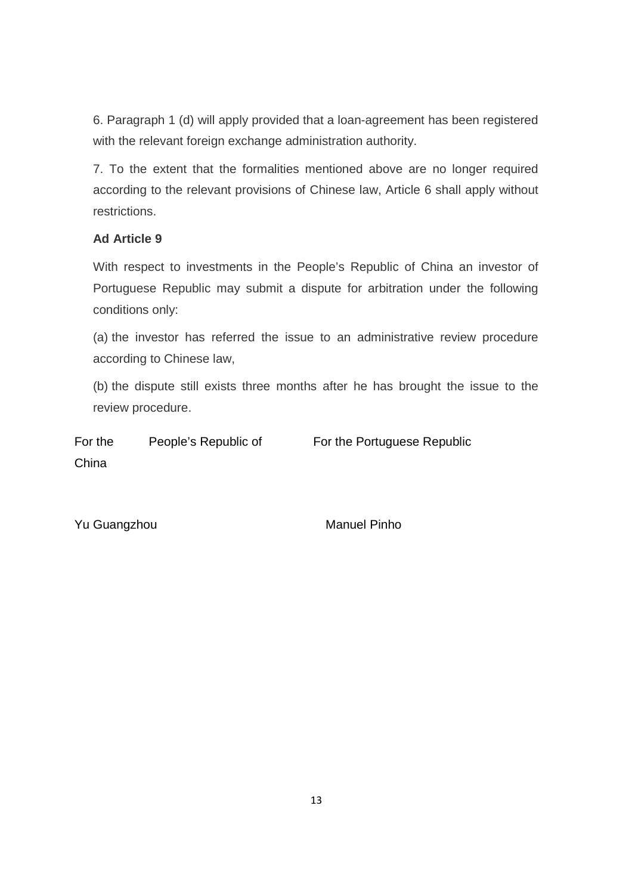6. Paragraph 1 (d) will apply provided that a loan-agreement has been registered with the relevant foreign exchange administration authority.

7. To the extent that the formalities mentioned above are no longer required according to the relevant provisions of Chinese law, Article 6 shall apply without restrictions.

**Ad Article 9**

With respect to investments in the People's Republic of China an investor of Portuguese Republic may submit a dispute for arbitration under the following conditions only:

(a) the investor has referred the issue to an administrative review procedure according to Chinese law,

(b) the dispute still exists three months after he has brought the issue to the review procedure.

| | |
|---|---|
| For the People's Republic of China | For the Portuguese Republic |
| Yu Guangzhou | Manuel Pinho |